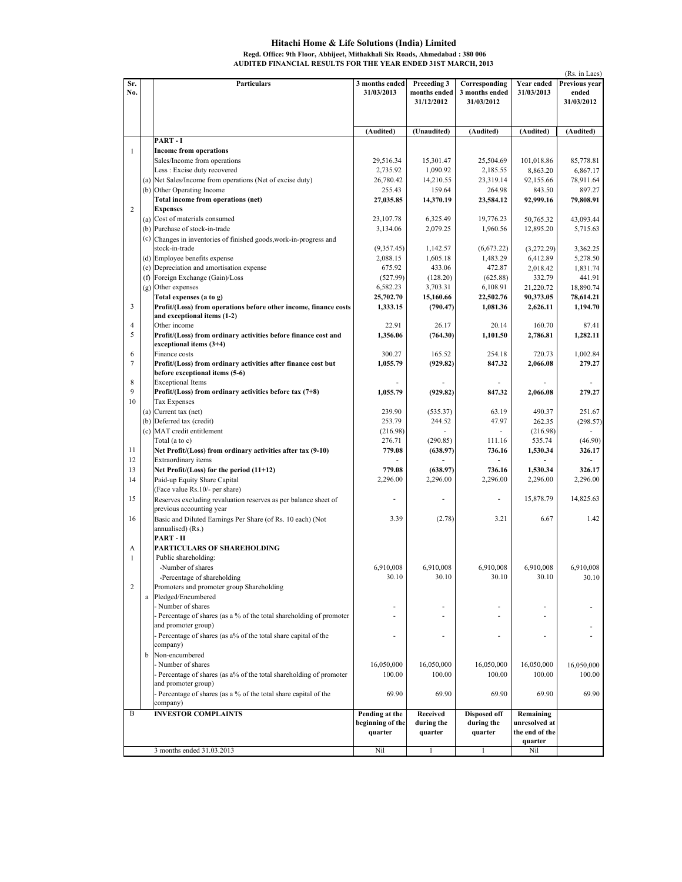# Hitachi Home & Life Solutions (India) Limited

**Regd. Office: 9th Floor, Abhijeet, Mithakhali Six Roads, Ahmedabad : 380 006**

**AUDITED FINANCIAL RESULTS FOR THE YEAR ENDED 31ST MARCH, 2013**

(Rs. in Lacs)

| Sr. No. | | Particulars | 3 months ended 31/03/2013 | Preceding 3 months ended 31/12/2012 | Corresponding 3 months ended 31/03/2012 | Year ended 31/03/2013 | Previous year ended 31/03/2012 |
|---|---|---|---|---|---|---|---|
| | | | (Audited) | (Unaudited) | (Audited) | (Audited) | (Audited) |
| | | **PART - I** | | | | | |
| 1 | | **Income from operations** | | | | | |
| | | Sales/Income from operations | 29,516.34 | 15,301.47 | 25,504.69 | 101,018.86 | 85,778.81 |
| | | Less : Excise duty recovered | 2,735.92 | 1,090.92 | 2,185.55 | 8,863.20 | 6,867.17 |
| | (a) | Net Sales/Income from operations (Net of excise duty) | 26,780.42 | 14,210.55 | 23,319.14 | 92,155.66 | 78,911.64 |
| | (b) | Other Operating Income | 255.43 | 159.64 | 264.98 | 843.50 | 897.27 |
| | | **Total income from operations (net)** | **27,035.85** | **14,370.19** | **23,584.12** | **92,999.16** | **79,808.91** |
| 2 | | **Expenses** | | | | | |
| | (a) | Cost of materials consumed | 23,107.78 | 6,325.49 | 19,776.23 | 50,765.32 | 43,093.44 |
| | (b) | Purchase of stock-in-trade | 3,134.06 | 2,079.25 | 1,960.56 | 12,895.20 | 5,715.63 |
| | (c) | Changes in inventories of finished goods,work-in-progress and stock-in-trade | (9,357.45) | 1,142.57 | (6,673.22) | (3,272.29) | 3,362.25 |
| | (d) | Employee benefits expense | 2,088.15 | 1,605.18 | 1,483.29 | 6,412.89 | 5,278.50 |
| | (e) | Depreciation and amortisation expense | 675.92 | 433.06 | 472.87 | 2,018.42 | 1,831.74 |
| | (f) | Foreign Exchange (Gain)/Loss | (527.99) | (128.20) | (625.88) | 332.79 | 441.91 |
| | (g) | Other expenses | 6,582.23 | 3,703.31 | 6,108.91 | 21,220.72 | 18,890.74 |
| | | **Total expenses (a to g)** | **25,702.70** | **15,160.66** | **22,502.76** | **90,373.05** | **78,614.21** |
| 3 | | **Profit/(Loss) from operations before other income, finance costs and exceptional items (1-2)** | **1,333.15** | **(790.47)** | **1,081.36** | **2,626.11** | **1,194.70** |
| 4 | | Other income | 22.91 | 26.17 | 20.14 | 160.70 | 87.41 |
| 5 | | **Profit/(Loss) from ordinary activities before finance cost and exceptional items (3+4)** | **1,356.06** | **(764.30)** | **1,101.50** | **2,786.81** | **1,282.11** |
| 6 | | Finance costs | 300.27 | 165.52 | 254.18 | 720.73 | 1,002.84 |
| 7 | | **Profit/(Loss) from ordinary activities after finance cost but before exceptional items (5-6)** | **1,055.79** | **(929.82)** | **847.32** | **2,066.08** | **279.27** |
| 8 | | Exceptional Items | - | - | - | - | - |
| 9 | | **Profit/(Loss) from ordinary activities before tax (7+8)** | **1,055.79** | **(929.82)** | **847.32** | **2,066.08** | **279.27** |
| 10 | | Tax Expenses | | | | | |
| | (a) | Current tax (net) | 239.90 | (535.37) | 63.19 | 490.37 | 251.67 |
| | (b) | Deferred tax (credit) | 253.79 | 244.52 | 47.97 | 262.35 | (298.57) |
| | (c) | MAT credit entitlement | (216.98) | - | - | (216.98) | - |
| | | Total (a to c) | 276.71 | (290.85) | 111.16 | 535.74 | (46.90) |
| 11 | | **Net Profit/(Loss) from ordinary activities after tax (9-10)** | **779.08** | **(638.97)** | **736.16** | **1,530.34** | **326.17** |
| 12 | | Extraordinary items | - | - | - | - | - |
| 13 | | **Net Profit/(Loss) for the period (11+12)** | **779.08** | **(638.97)** | **736.16** | **1,530.34** | **326.17** |
| 14 | | Paid-up Equity Share Capital (Face value Rs.10/- per share) | 2,296.00 | 2,296.00 | 2,296.00 | 2,296.00 | 2,296.00 |
| 15 | | Reserves excluding revaluation reserves as per balance sheet of previous accounting year | - | - | - | 15,878.79 | 14,825.63 |
| 16 | | Basic and Diluted Earnings Per Share (of Rs. 10 each) (Not annualised) (Rs.) | 3.39 | (2.78) | 3.21 | 6.67 | 1.42 |
| | | **PART - II** | | | | | |
| A | | **PARTICULARS OF SHAREHOLDING** | | | | | |
| 1 | | Public shareholding: | | | | | |
| | | -Number of shares | 6,910,008 | 6,910,008 | 6,910,008 | 6,910,008 | 6,910,008 |
| | | -Percentage of shareholding | 30.10 | 30.10 | 30.10 | 30.10 | 30.10 |
| 2 | | Promoters and promoter group Shareholding | | | | | |
| | a | Pledged/Encumbered | | | | | |
| | | - Number of shares | - | - | - | - | - |
| | | - Percentage of shares (as a % of the total shareholding of promoter and promoter group) | - | - | - | - | - |
| | | - Percentage of shares (as a% of the total share capital of the company) | - | - | - | - | - |
| | b | Non-encumbered | | | | | |
| | | - Number of shares | 16,050,000 | 16,050,000 | 16,050,000 | 16,050,000 | 16,050,000 |
| | | - Percentage of shares (as a% of the total shareholding of promoter and promoter group) | 100.00 | 100.00 | 100.00 | 100.00 | 100.00 |
| | | - Percentage of shares (as a % of the total share capital of the company) | 69.90 | 69.90 | 69.90 | 69.90 | 69.90 |
| B | | **INVESTOR COMPLAINTS** | **Pending at the beginning of the quarter** | **Received during the quarter** | **Disposed off during the quarter** | **Remaining unresolved at the end of the quarter** | |
| | | 3 months ended 31.03.2013 | Nil | 1 | 1 | Nil | |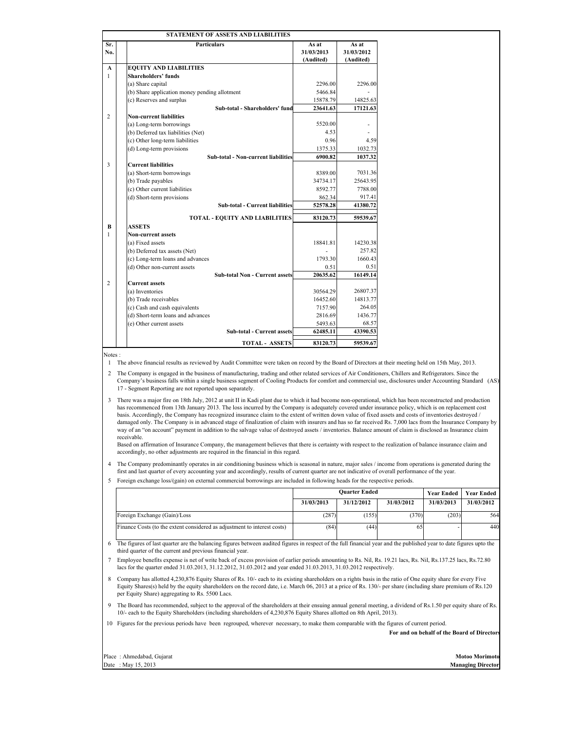| Sr. No. | | Particulars | As at 31/03/2013 (Audited) | As at 31/03/2012 (Audited) |
|---|---|---|---|---|
| | | **STATEMENT OF ASSETS AND LIABILITIES** | | |
| **A** | | **EQUITY AND LIABILITIES** | | |
| 1 | | **Shareholders' funds** | | |
| | | (a) Share capital | 2296.00 | 2296.00 |
| | | (b) Share application money pending allotment | 5466.84 | - |
| | | (c) Reserves and surplus | 15878.79 | 14825.63 |
| | | **Sub-total - Shareholders' fund** | **23641.63** | **17121.63** |
| 2 | | **Non-current liabilities** | | |
| | | (a) Long-term borrowings | 5520.00 | - |
| | | (b) Deferred tax liabilities (Net) | 4.53 | - |
| | | (c) Other long-term liabilities | 0.96 | 4.59 |
| | | (d) Long-term provisions | 1375.33 | 1032.73 |
| | | **Sub-total - Non-current liabilities** | **6900.82** | **1037.32** |
| 3 | | **Current liabilities** | | |
| | | (a) Short-term borrowings | 8389.00 | 7031.36 |
| | | (b) Trade payables | 34734.17 | 25643.95 |
| | | (c) Other current liabilities | 8592.77 | 7788.00 |
| | | (d) Short-term provisions | 862.34 | 917.41 |
| | | **Sub-total - Current liabilities** | **52578.28** | **41380.72** |
| | | **TOTAL - EQUITY AND LIABILITIES** | **83120.73** | **59539.67** |
| **B** | | **ASSETS** | | |
| 1 | | **Non-current assets** | | |
| | | (a) Fixed assets | 18841.81 | 14230.38 |
| | | (b) Deferred tax assets (Net) | - | 257.82 |
| | | (c) Long-term loans and advances | 1793.30 | 1660.43 |
| | | (d) Other non-current assets | 0.51 | 0.51 |
| | | **Sub-total Non - Current assets** | **20635.62** | **16149.14** |
| 2 | | **Current assets** | | |
| | | (a) Inventories | 30564.29 | 26807.37 |
| | | (b) Trade receivables | 16452.60 | 14813.77 |
| | | (c) Cash and cash equivalents | 7157.90 | 264.05 |
| | | (d) Short-term loans and advances | 2816.69 | 1436.77 |
| | | (e) Other current assets | 5493.63 | 68.57 |
| | | **Sub-total - Current assets** | **62485.11** | **43390.53** |
| | | **TOTAL - ASSETS** | **83120.73** | **59539.67** |

Notes :

1. The above financial results as reviewed by Audit Committee were taken on record by the Board of Directors at their meeting held on 15th May, 2013.

2. The Company is engaged in the business of manufacturing, trading and other related services of Air Conditioners, Chillers and Refrigerators. Since the Company's business falls within a single business segment of Cooling Products for comfort and commercial use, disclosures under Accounting Standard (AS) 17 - Segment Reporting are not reported upon separately.

3. There was a major fire on 18th July, 2012 at unit II in Kadi plant due to which it had become non-operational, which has been reconstructed and production has recommenced from 13th January 2013. The loss incurred by the Company is adequately covered under insurance policy, which is on replacement cost basis. Accordingly, the Company has recognized insurance claim to the extent of written down value of fixed assets and costs of inventories destroyed / damaged only. The Company is in advanced stage of finalization of claim with insurers and has so far received Rs. 7,000 lacs from the Insurance Company by way of an "on account" payment in addition to the salvage value of destroyed assets / inventories. Balance amount of claim is disclosed as Insurance claim receivable.
   Based on affirmation of Insurance Company, the management believes that there is certainty with respect to the realization of balance insurance claim and accordingly, no other adjustments are required in the financial in this regard.

4. The Company predominantly operates in air conditioning business which is seasonal in nature, major sales / income from operations is generated during the first and last quarter of every accounting year and accordingly, results of current quarter are not indicative of overall performance of the year.

5. Foreign exchange loss/(gain) on external commercial borrowings are included in following heads for the respective periods.

| | Quarter Ended | | | Year Ended | Year Ended |
|---|---|---|---|---|---|
| | 31/03/2013 | 31/12/2012 | 31/03/2012 | 31/03/2013 | 31/03/2012 |
| Foreign Exchange (Gain)/Loss | (287) | (155) | (370) | (203) | 564 |
| Finance Costs (to the extent considered as adjustment to interest costs) | (84) | (44) | 65 | - | 440 |

6. The figures of last quarter are the balancing figures between audited figures in respect of the full financial year and the published year to date figures upto the third quarter of the current and previous financial year.

7. Employee benefits expense is net of write back of excess provision of earlier periods amounting to Rs. Nil, Rs. 19.21 lacs, Rs. Nil, Rs.137.25 lacs, Rs.72.80 lacs for the quarter ended 31.03.2013, 31.12.2012, 31.03.2012 and year ended 31.03.2013, 31.03.2012 respectively.

8. Company has allotted 4,230,876 Equity Shares of Rs. 10/- each to its existing shareholders on a rights basis in the ratio of One equity share for every Five Equity Shares(s) held by the equity shareholders on the record date, i.e. March 06, 2013 at a price of Rs. 130/- per share (including share premium of Rs.120 per Equity Share) aggregating to Rs. 5500 Lacs.

9. The Board has recommended, subject to the approval of the shareholders at their ensuing annual general meeting, a dividend of Rs.1.50 per equity share of Rs. 10/- each to the Equity Shareholders (including shareholders of 4,230,876 Equity Shares allotted on 8th April, 2013).

10. Figures for the previous periods have been regrouped, wherever necessary, to make them comparable with the figures of current period.

**For and on behalf of the Board of Directors**

Place : Ahmedabad, Gujarat
Date : May 15, 2013

**Motoo Morimoto**
**Managing Director**